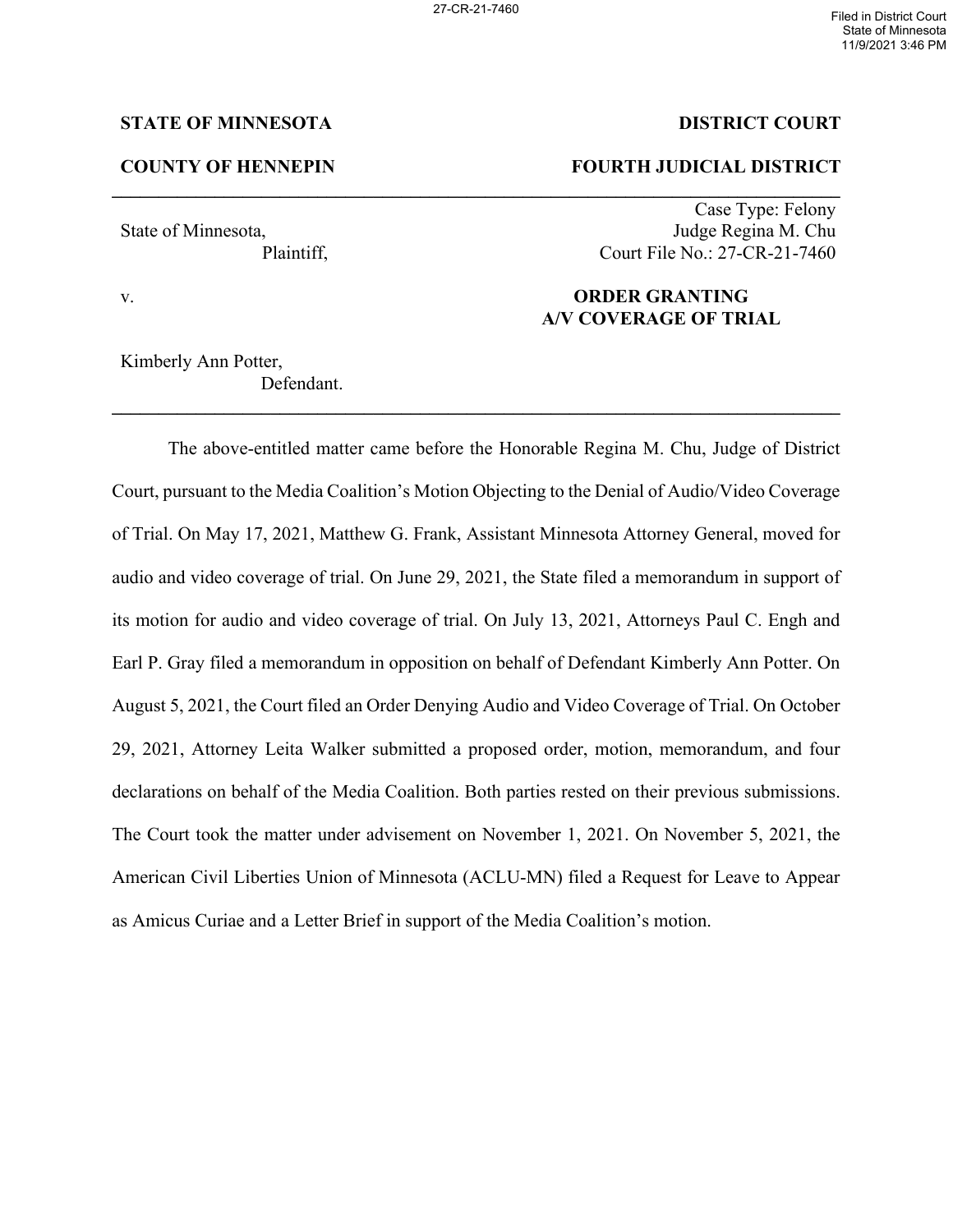27-CR-21-7460

Filed in District Court
State of Minnesota
11/9/2021 3:46 PM

**STATE OF MINNESOTA** | **DISTRICT COURT**

**COUNTY OF HENNEPIN** | **FOURTH JUDICIAL DISTRICT**

---

State of Minnesota,
Plaintiff,

Case Type: Felony
Judge Regina M. Chu
Court File No.: 27-CR-21-7460

v.

**ORDER GRANTING A/V COVERAGE OF TRIAL**

Kimberly Ann Potter,
Defendant.

---

The above-entitled matter came before the Honorable Regina M. Chu, Judge of District Court, pursuant to the Media Coalition's Motion Objecting to the Denial of Audio/Video Coverage of Trial. On May 17, 2021, Matthew G. Frank, Assistant Minnesota Attorney General, moved for audio and video coverage of trial. On June 29, 2021, the State filed a memorandum in support of its motion for audio and video coverage of trial. On July 13, 2021, Attorneys Paul C. Engh and Earl P. Gray filed a memorandum in opposition on behalf of Defendant Kimberly Ann Potter. On August 5, 2021, the Court filed an Order Denying Audio and Video Coverage of Trial. On October 29, 2021, Attorney Leita Walker submitted a proposed order, motion, memorandum, and four declarations on behalf of the Media Coalition. Both parties rested on their previous submissions. The Court took the matter under advisement on November 1, 2021. On November 5, 2021, the American Civil Liberties Union of Minnesota (ACLU-MN) filed a Request for Leave to Appear as Amicus Curiae and a Letter Brief in support of the Media Coalition's motion.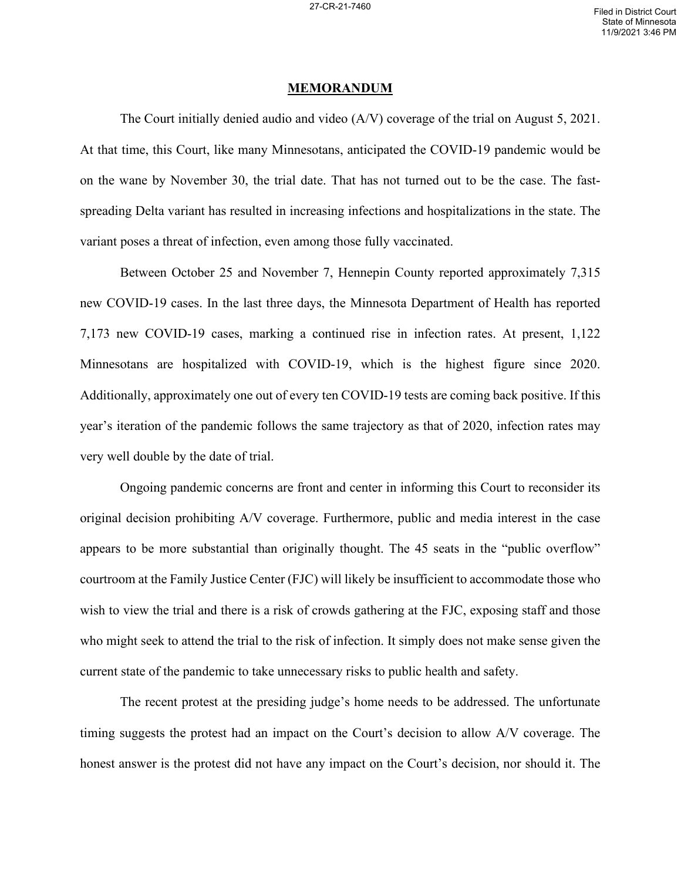## MEMORANDUM

The Court initially denied audio and video (A/V) coverage of the trial on August 5, 2021. At that time, this Court, like many Minnesotans, anticipated the COVID-19 pandemic would be on the wane by November 30, the trial date. That has not turned out to be the case. The fast-spreading Delta variant has resulted in increasing infections and hospitalizations in the state. The variant poses a threat of infection, even among those fully vaccinated.

Between October 25 and November 7, Hennepin County reported approximately 7,315 new COVID-19 cases. In the last three days, the Minnesota Department of Health has reported 7,173 new COVID-19 cases, marking a continued rise in infection rates. At present, 1,122 Minnesotans are hospitalized with COVID-19, which is the highest figure since 2020. Additionally, approximately one out of every ten COVID-19 tests are coming back positive. If this year's iteration of the pandemic follows the same trajectory as that of 2020, infection rates may very well double by the date of trial.

Ongoing pandemic concerns are front and center in informing this Court to reconsider its original decision prohibiting A/V coverage. Furthermore, public and media interest in the case appears to be more substantial than originally thought. The 45 seats in the "public overflow" courtroom at the Family Justice Center (FJC) will likely be insufficient to accommodate those who wish to view the trial and there is a risk of crowds gathering at the FJC, exposing staff and those who might seek to attend the trial to the risk of infection. It simply does not make sense given the current state of the pandemic to take unnecessary risks to public health and safety.

The recent protest at the presiding judge's home needs to be addressed. The unfortunate timing suggests the protest had an impact on the Court's decision to allow A/V coverage. The honest answer is the protest did not have any impact on the Court's decision, nor should it. The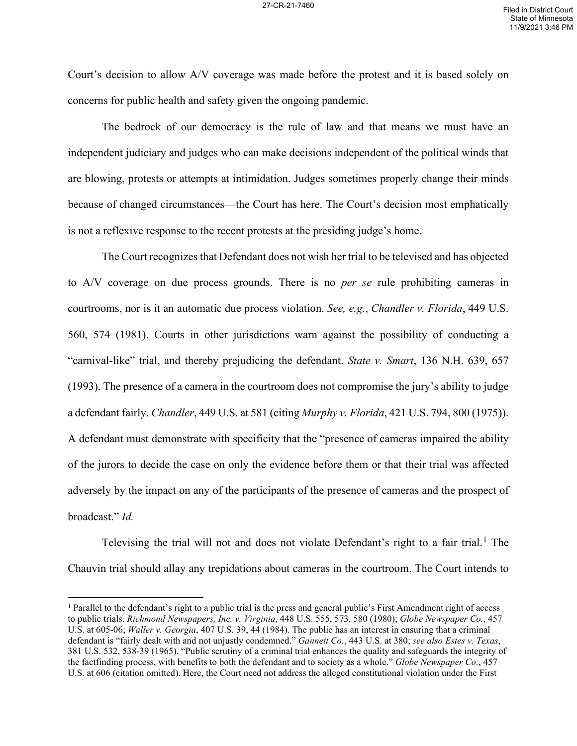Court's decision to allow A/V coverage was made before the protest and it is based solely on concerns for public health and safety given the ongoing pandemic.

The bedrock of our democracy is the rule of law and that means we must have an independent judiciary and judges who can make decisions independent of the political winds that are blowing, protests or attempts at intimidation. Judges sometimes properly change their minds because of changed circumstances—the Court has here. The Court's decision most emphatically is not a reflexive response to the recent protests at the presiding judge's home.

The Court recognizes that Defendant does not wish her trial to be televised and has objected to A/V coverage on due process grounds. There is no *per se* rule prohibiting cameras in courtrooms, nor is it an automatic due process violation. *See, e.g.*, *Chandler v. Florida*, 449 U.S. 560, 574 (1981). Courts in other jurisdictions warn against the possibility of conducting a "carnival-like" trial, and thereby prejudicing the defendant. *State v. Smart*, 136 N.H. 639, 657 (1993). The presence of a camera in the courtroom does not compromise the jury's ability to judge a defendant fairly. *Chandler*, 449 U.S. at 581 (citing *Murphy v. Florida*, 421 U.S. 794, 800 (1975)). A defendant must demonstrate with specificity that the "presence of cameras impaired the ability of the jurors to decide the case on only the evidence before them or that their trial was affected adversely by the impact on any of the participants of the presence of cameras and the prospect of broadcast." *Id.*

Televising the trial will not and does not violate Defendant's right to a fair trial.[1] The Chauvin trial should allay any trepidations about cameras in the courtroom. The Court intends to

---

[1] Parallel to the defendant's right to a public trial is the press and general public's First Amendment right of access to public trials. *Richmond Newspapers, Inc. v. Virginia*, 448 U.S. 555, 573, 580 (1980); *Globe Newspaper Co.*, 457 U.S. at 605-06; *Waller v. Georgia*, 407 U.S. 39, 44 (1984). The public has an interest in ensuring that a criminal defendant is "fairly dealt with and not unjustly condemned." *Gannett Co.*, 443 U.S. at 380; *see also Estes v. Texas*, 381 U.S. 532, 538-39 (1965). "Public scrutiny of a criminal trial enhances the quality and safeguards the integrity of the factfinding process, with benefits to both the defendant and to society as a whole." *Globe Newspaper Co.*, 457 U.S. at 606 (citation omitted). Here, the Court need not address the alleged constitutional violation under the First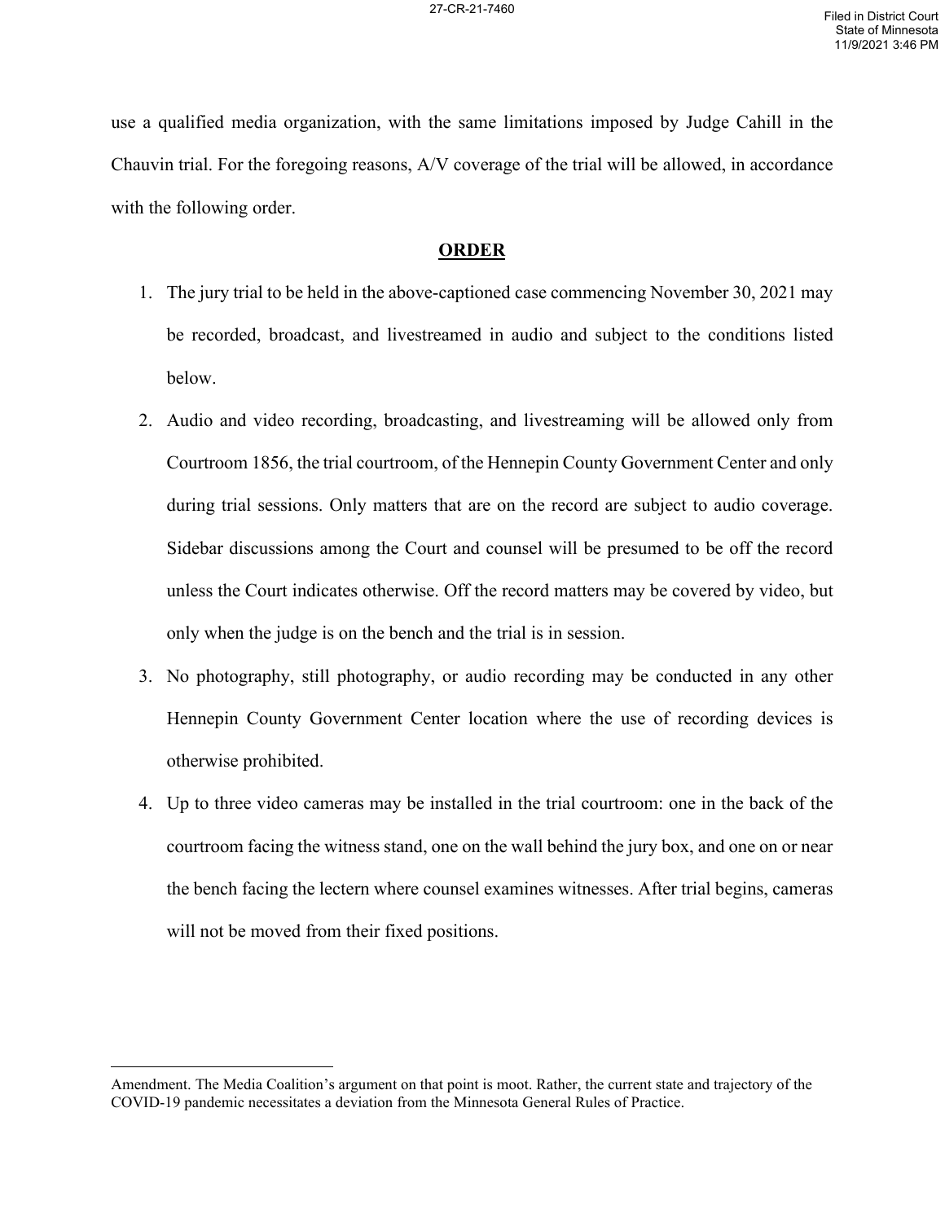use a qualified media organization, with the same limitations imposed by Judge Cahill in the Chauvin trial. For the foregoing reasons, A/V coverage of the trial will be allowed, in accordance with the following order.

## ORDER

1. The jury trial to be held in the above-captioned case commencing November 30, 2021 may be recorded, broadcast, and livestreamed in audio and subject to the conditions listed below.
2. Audio and video recording, broadcasting, and livestreaming will be allowed only from Courtroom 1856, the trial courtroom, of the Hennepin County Government Center and only during trial sessions. Only matters that are on the record are subject to audio coverage. Sidebar discussions among the Court and counsel will be presumed to be off the record unless the Court indicates otherwise. Off the record matters may be covered by video, but only when the judge is on the bench and the trial is in session.
3. No photography, still photography, or audio recording may be conducted in any other Hennepin County Government Center location where the use of recording devices is otherwise prohibited.
4. Up to three video cameras may be installed in the trial courtroom: one in the back of the courtroom facing the witness stand, one on the wall behind the jury box, and one on or near the bench facing the lectern where counsel examines witnesses. After trial begins, cameras will not be moved from their fixed positions.

---

Amendment. The Media Coalition's argument on that point is moot. Rather, the current state and trajectory of the COVID-19 pandemic necessitates a deviation from the Minnesota General Rules of Practice.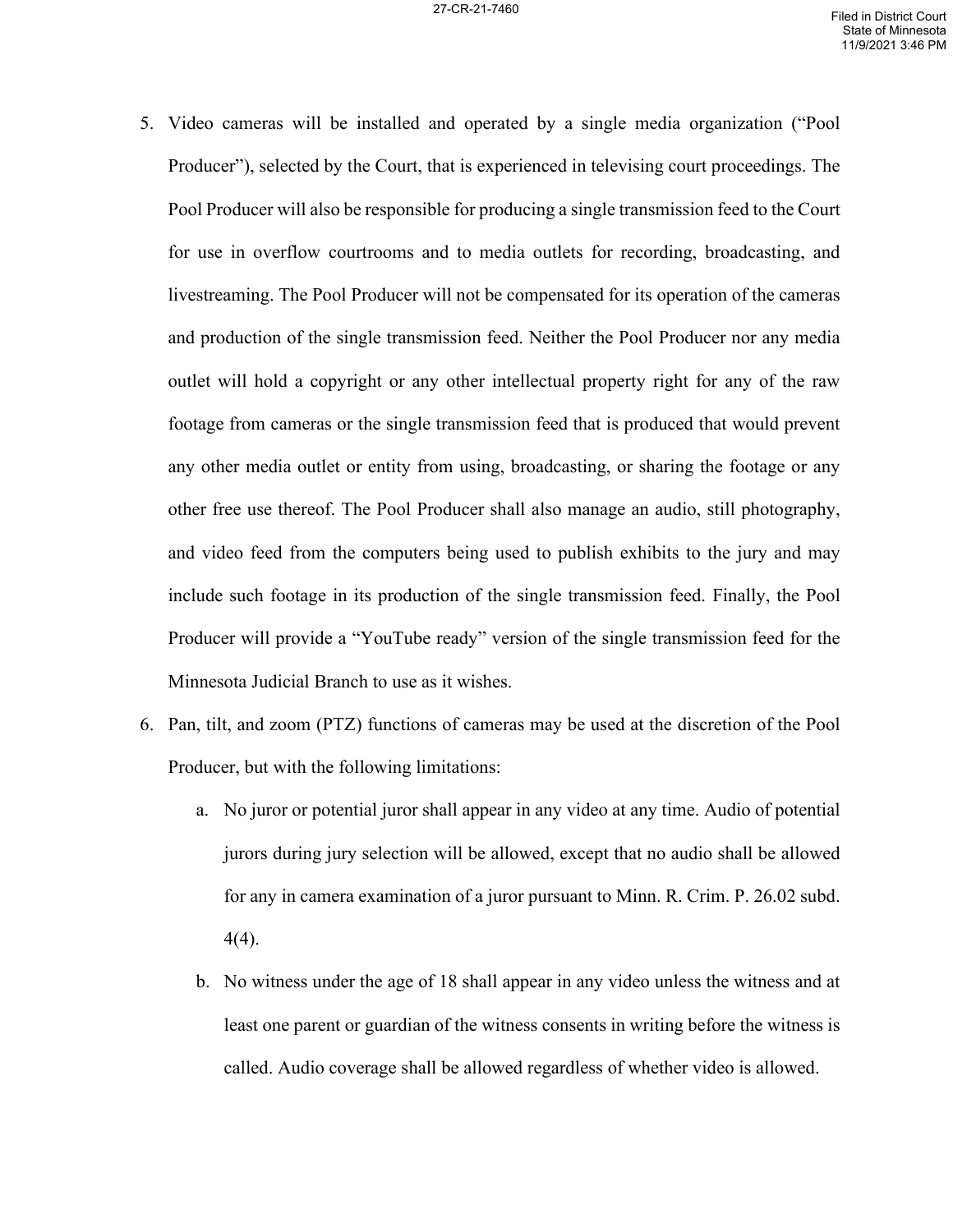5. Video cameras will be installed and operated by a single media organization ("Pool Producer"), selected by the Court, that is experienced in televising court proceedings. The Pool Producer will also be responsible for producing a single transmission feed to the Court for use in overflow courtrooms and to media outlets for recording, broadcasting, and livestreaming. The Pool Producer will not be compensated for its operation of the cameras and production of the single transmission feed. Neither the Pool Producer nor any media outlet will hold a copyright or any other intellectual property right for any of the raw footage from cameras or the single transmission feed that is produced that would prevent any other media outlet or entity from using, broadcasting, or sharing the footage or any other free use thereof. The Pool Producer shall also manage an audio, still photography, and video feed from the computers being used to publish exhibits to the jury and may include such footage in its production of the single transmission feed. Finally, the Pool Producer will provide a "YouTube ready" version of the single transmission feed for the Minnesota Judicial Branch to use as it wishes.

6. Pan, tilt, and zoom (PTZ) functions of cameras may be used at the discretion of the Pool Producer, but with the following limitations:

   a. No juror or potential juror shall appear in any video at any time. Audio of potential jurors during jury selection will be allowed, except that no audio shall be allowed for any in camera examination of a juror pursuant to Minn. R. Crim. P. 26.02 subd. 4(4).

   b. No witness under the age of 18 shall appear in any video unless the witness and at least one parent or guardian of the witness consents in writing before the witness is called. Audio coverage shall be allowed regardless of whether video is allowed.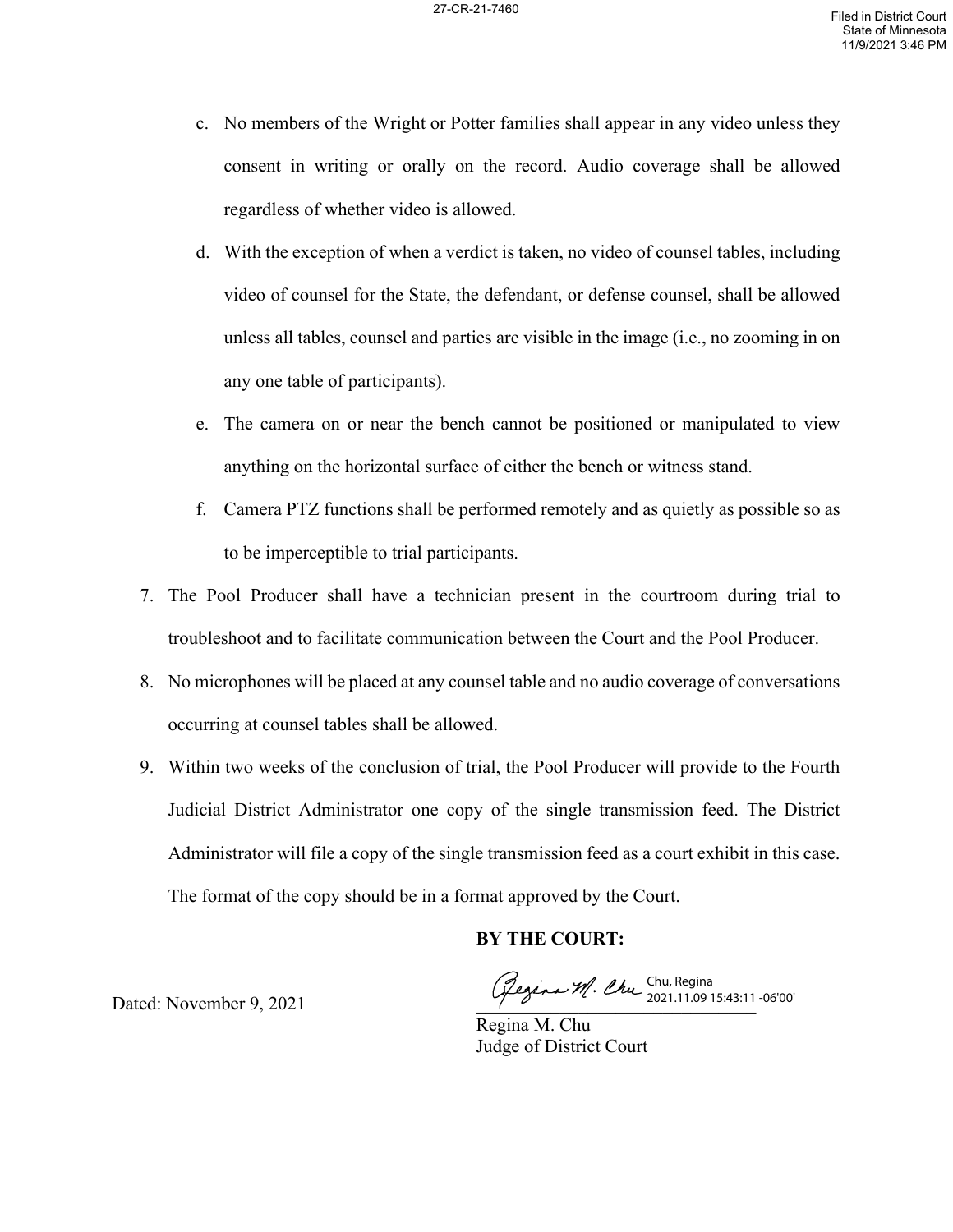c. No members of the Wright or Potter families shall appear in any video unless they consent in writing or orally on the record. Audio coverage shall be allowed regardless of whether video is allowed.

d. With the exception of when a verdict is taken, no video of counsel tables, including video of counsel for the State, the defendant, or defense counsel, shall be allowed unless all tables, counsel and parties are visible in the image (i.e., no zooming in on any one table of participants).

e. The camera on or near the bench cannot be positioned or manipulated to view anything on the horizontal surface of either the bench or witness stand.

f. Camera PTZ functions shall be performed remotely and as quietly as possible so as to be imperceptible to trial participants.

7. The Pool Producer shall have a technician present in the courtroom during trial to troubleshoot and to facilitate communication between the Court and the Pool Producer.

8. No microphones will be placed at any counsel table and no audio coverage of conversations occurring at counsel tables shall be allowed.

9. Within two weeks of the conclusion of trial, the Pool Producer will provide to the Fourth Judicial District Administrator one copy of the single transmission feed. The District Administrator will file a copy of the single transmission feed as a court exhibit in this case. The format of the copy should be in a format approved by the Court.

**BY THE COURT:**

Dated: November 9, 2021

Chu, Regina
2021.11.09 15:43:11 -06'00'

Regina M. Chu
Judge of District Court